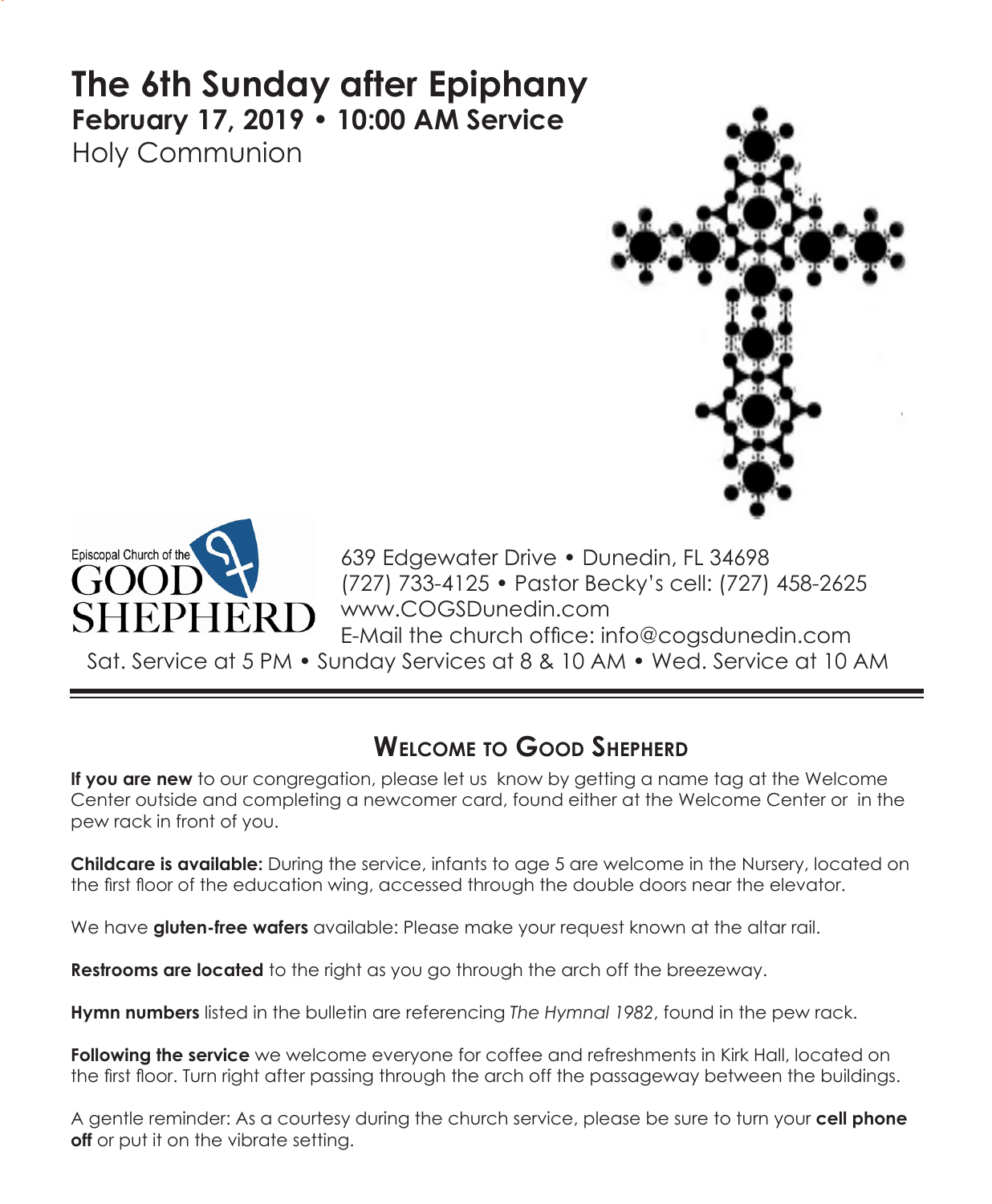# The 6th Sunday after Epiphany

**February 17, 2019 • 10:00 AM Service**

Holy Communion

Episcopal Church of the GOOD SHEPHERD

639 Edgewater Drive • Dunedin, FL 34698
(727) 733-4125 • Pastor Becky's cell: (727) 458-2625
www.COGSDunedin.com
E-Mail the church office: info@cogsdunedin.com

Sat. Service at 5 PM • Sunday Services at 8 & 10 AM • Wed. Service at 10 AM

---

## Welcome to Good Shepherd

**If you are new** to our congregation, please let us know by getting a name tag at the Welcome Center outside and completing a newcomer card, found either at the Welcome Center or in the pew rack in front of you.

**Childcare is available:** During the service, infants to age 5 are welcome in the Nursery, located on the first floor of the education wing, accessed through the double doors near the elevator.

We have **gluten-free wafers** available: Please make your request known at the altar rail.

**Restrooms are located** to the right as you go through the arch off the breezeway.

**Hymn numbers** listed in the bulletin are referencing *The Hymnal 1982*, found in the pew rack.

**Following the service** we welcome everyone for coffee and refreshments in Kirk Hall, located on the first floor. Turn right after passing through the arch off the passageway between the buildings.

A gentle reminder: As a courtesy during the church service, please be sure to turn your **cell phone off** or put it on the vibrate setting.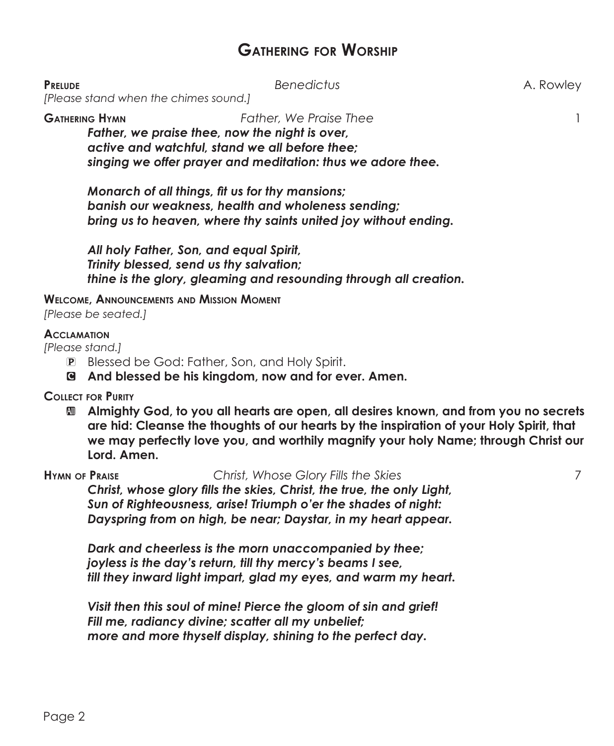# Gathering for Worship

**Prelude** *Benedictus* A. Rowley

*[Please stand when the chimes sound.]*

**Gathering Hymn** *Father, We Praise Thee* 1

***Father, we praise thee, now the night is over,***
***active and watchful, stand we all before thee;***
***singing we offer prayer and meditation: thus we adore thee.***

***Monarch of all things, fit us for thy mansions;***
***banish our weakness, health and wholeness sending;***
***bring us to heaven, where thy saints united joy without ending.***

***All holy Father, Son, and equal Spirit,***
***Trinity blessed, send us thy salvation;***
***thine is the glory, gleaming and resounding through all creation.***

**Welcome, Announcements and Mission Moment**

*[Please be seated.]*

**Acclamation**

*[Please stand.]*

P Blessed be God: Father, Son, and Holy Spirit.

**C And blessed be his kingdom, now and for ever. Amen.**

**Collect for Purity**

**All Almighty God, to you all hearts are open, all desires known, and from you no secrets are hid: Cleanse the thoughts of our hearts by the inspiration of your Holy Spirit, that we may perfectly love you, and worthily magnify your holy Name; through Christ our Lord. Amen.**

**Hymn of Praise** *Christ, Whose Glory Fills the Skies* 7

***Christ, whose glory fills the skies, Christ, the true, the only Light,***
***Sun of Righteousness, arise! Triumph o'er the shades of night:***
***Dayspring from on high, be near; Daystar, in my heart appear.***

***Dark and cheerless is the morn unaccompanied by thee;***
***joyless is the day's return, till thy mercy's beams I see,***
***till they inward light impart, glad my eyes, and warm my heart.***

***Visit then this soul of mine! Pierce the gloom of sin and grief!***
***Fill me, radiancy divine; scatter all my unbelief;***
***more and more thyself display, shining to the perfect day.***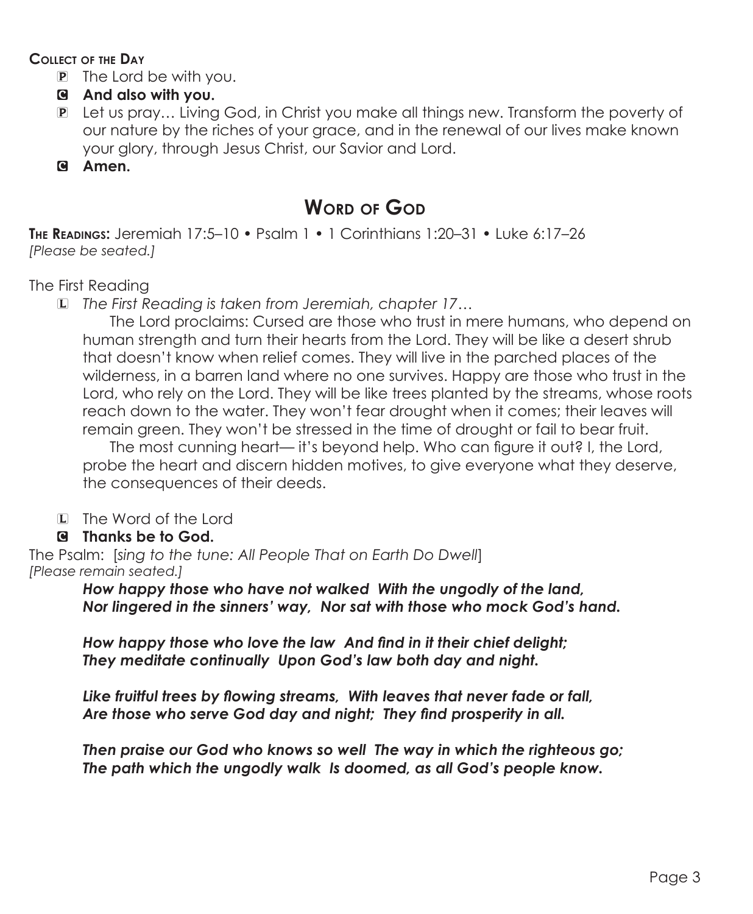**Collect of the Day**

P The Lord be with you.

C **And also with you.**

P Let us pray… Living God, in Christ you make all things new. Transform the poverty of our nature by the riches of your grace, and in the renewal of our lives make known your glory, through Jesus Christ, our Savior and Lord.

C **Amen.**

## Word of God

**The Readings:** Jeremiah 17:5–10 • Psalm 1 • 1 Corinthians 1:20–31 • Luke 6:17–26
*[Please be seated.]*

The First Reading

L *The First Reading is taken from Jeremiah, chapter 17…*

The Lord proclaims: Cursed are those who trust in mere humans, who depend on human strength and turn their hearts from the Lord. They will be like a desert shrub that doesn't know when relief comes. They will live in the parched places of the wilderness, in a barren land where no one survives. Happy are those who trust in the Lord, who rely on the Lord. They will be like trees planted by the streams, whose roots reach down to the water. They won't fear drought when it comes; their leaves will remain green. They won't be stressed in the time of drought or fail to bear fruit.

The most cunning heart— it's beyond help. Who can figure it out? I, the Lord, probe the heart and discern hidden motives, to give everyone what they deserve, the consequences of their deeds.

L The Word of the Lord

C **Thanks be to God.**

The Psalm: [*sing to the tune: All People That on Earth Do Dwell*]
*[Please remain seated.]*

***How happy those who have not walked With the ungodly of the land,***
***Nor lingered in the sinners' way, Nor sat with those who mock God's hand.***

***How happy those who love the law And find in it their chief delight;***
***They meditate continually Upon God's law both day and night.***

***Like fruitful trees by flowing streams, With leaves that never fade or fall,***
***Are those who serve God day and night; They find prosperity in all.***

***Then praise our God who knows so well The way in which the righteous go;***
***The path which the ungodly walk Is doomed, as all God's people know.***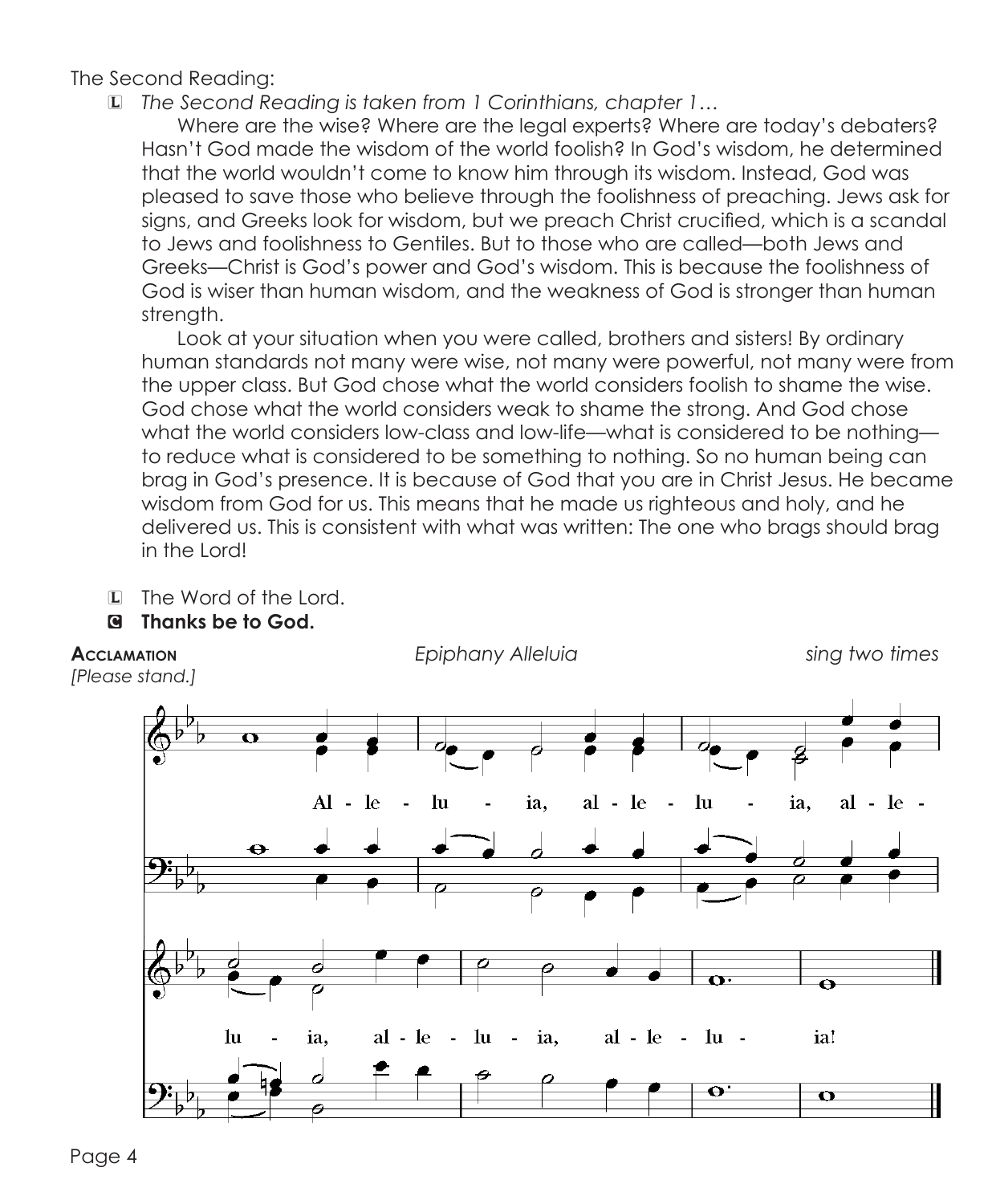The Second Reading:

L *The Second Reading is taken from 1 Corinthians, chapter 1…*

Where are the wise? Where are the legal experts? Where are today's debaters? Hasn't God made the wisdom of the world foolish? In God's wisdom, he determined that the world wouldn't come to know him through its wisdom. Instead, God was pleased to save those who believe through the foolishness of preaching. Jews ask for signs, and Greeks look for wisdom, but we preach Christ crucified, which is a scandal to Jews and foolishness to Gentiles. But to those who are called—both Jews and Greeks—Christ is God's power and God's wisdom. This is because the foolishness of God is wiser than human wisdom, and the weakness of God is stronger than human strength.

Look at your situation when you were called, brothers and sisters! By ordinary human standards not many were wise, not many were powerful, not many were from the upper class. But God chose what the world considers foolish to shame the wise. God chose what the world considers weak to shame the strong. And God chose what the world considers low-class and low-life—what is considered to be nothing—to reduce what is considered to be something to nothing. So no human being can brag in God's presence. It is because of God that you are in Christ Jesus. He became wisdom from God for us. This means that he made us righteous and holy, and he delivered us. This is consistent with what was written: The one who brags should brag in the Lord!

L The Word of the Lord.

**C Thanks be to God.**

**Acclamation** *Epiphany Alleluia* *sing two times*

*[Please stand.]*

Al - le - lu - ia, al - le - lu - ia, al - le - lu - ia, al - le - lu - ia, al - le - lu - ia!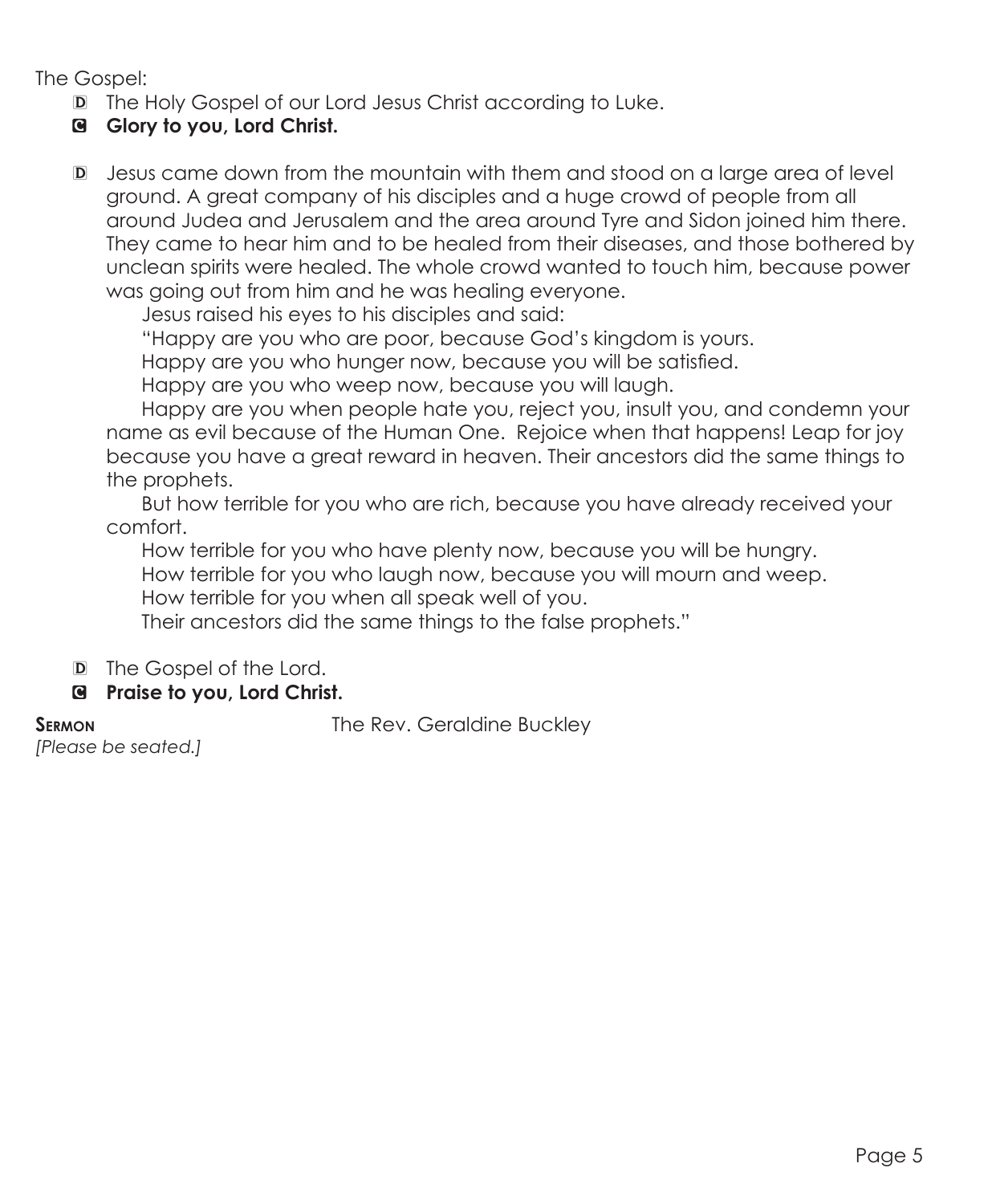The Gospel:

D The Holy Gospel of our Lord Jesus Christ according to Luke.

C **Glory to you, Lord Christ.**

D Jesus came down from the mountain with them and stood on a large area of level ground. A great company of his disciples and a huge crowd of people from all around Judea and Jerusalem and the area around Tyre and Sidon joined him there. They came to hear him and to be healed from their diseases, and those bothered by unclean spirits were healed. The whole crowd wanted to touch him, because power was going out from him and he was healing everyone.

Jesus raised his eyes to his disciples and said:

"Happy are you who are poor, because God's kingdom is yours.

Happy are you who hunger now, because you will be satisfied.

Happy are you who weep now, because you will laugh.

Happy are you when people hate you, reject you, insult you, and condemn your name as evil because of the Human One. Rejoice when that happens! Leap for joy because you have a great reward in heaven. Their ancestors did the same things to the prophets.

But how terrible for you who are rich, because you have already received your comfort.

How terrible for you who have plenty now, because you will be hungry.

How terrible for you who laugh now, because you will mourn and weep.

How terrible for you when all speak well of you.

Their ancestors did the same things to the false prophets."

D The Gospel of the Lord.

C **Praise to you, Lord Christ.**

**Sermon** The Rev. Geraldine Buckley

*[Please be seated.]*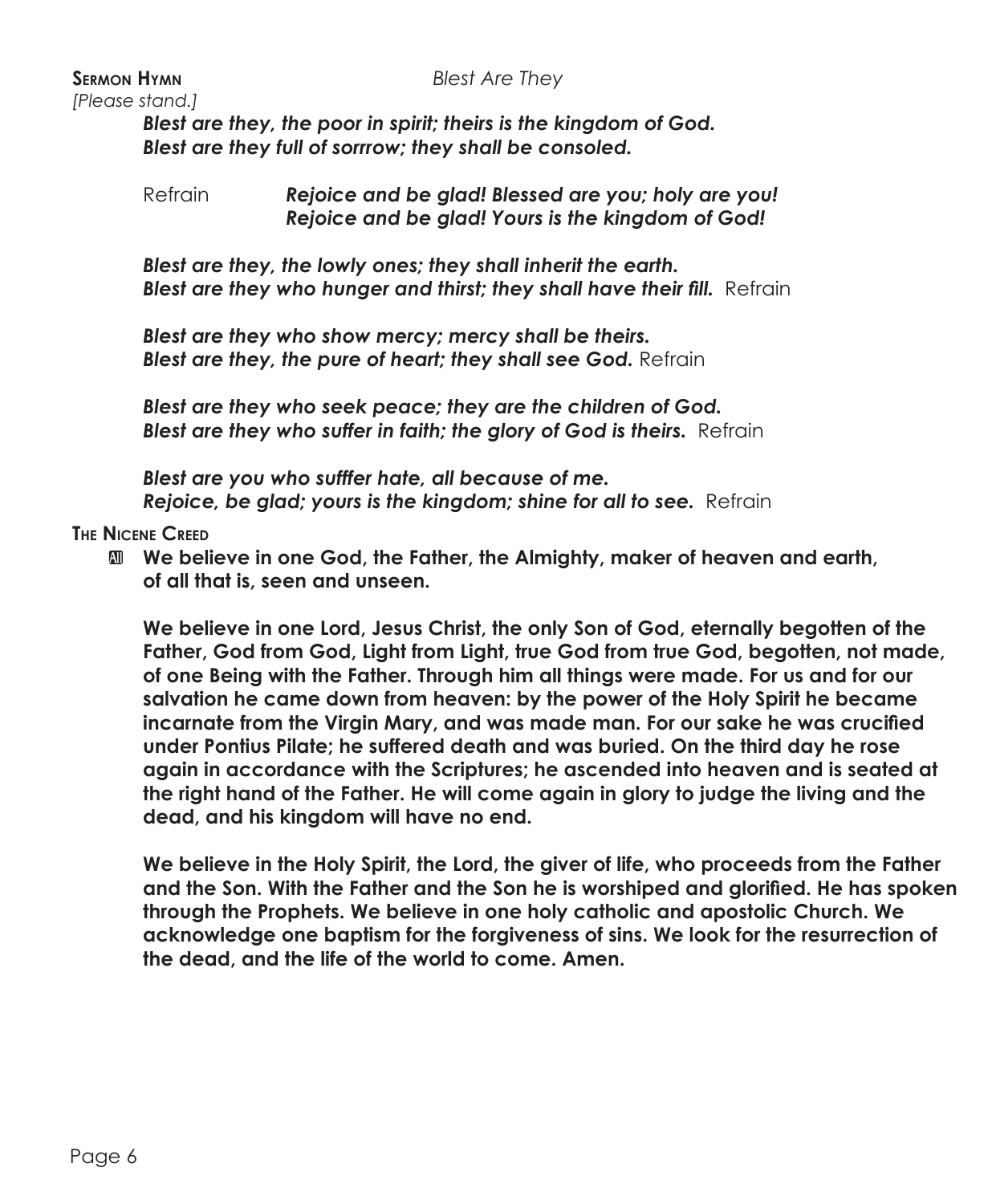**Sermon Hymn** *Blest Are They*

*[Please stand.]*

***Blest are they, the poor in spirit; theirs is the kingdom of God.***
***Blest are they full of sorrrow; they shall be consoled.***

Refrain ***Rejoice and be glad! Blessed are you; holy are you!***
***Rejoice and be glad! Yours is the kingdom of God!***

***Blest are they, the lowly ones; they shall inherit the earth.***
***Blest are they who hunger and thirst; they shall have their fill.*** Refrain

***Blest are they who show mercy; mercy shall be theirs.***
***Blest are they, the pure of heart; they shall see God.*** Refrain

***Blest are they who seek peace; they are the children of God.***
***Blest are they who suffer in faith; the glory of God is theirs.*** Refrain

***Blest are you who sufffer hate, all because of me.***
***Rejoice, be glad; yours is the kingdom; shine for all to see.*** Refrain

**The Nicene Creed**

All **We believe in one God, the Father, the Almighty, maker of heaven and earth, of all that is, seen and unseen.**

**We believe in one Lord, Jesus Christ, the only Son of God, eternally begotten of the Father, God from God, Light from Light, true God from true God, begotten, not made, of one Being with the Father. Through him all things were made. For us and for our salvation he came down from heaven: by the power of the Holy Spirit he became incarnate from the Virgin Mary, and was made man. For our sake he was crucified under Pontius Pilate; he suffered death and was buried. On the third day he rose again in accordance with the Scriptures; he ascended into heaven and is seated at the right hand of the Father. He will come again in glory to judge the living and the dead, and his kingdom will have no end.**

**We believe in the Holy Spirit, the Lord, the giver of life, who proceeds from the Father and the Son. With the Father and the Son he is worshiped and glorified. He has spoken through the Prophets. We believe in one holy catholic and apostolic Church. We acknowledge one baptism for the forgiveness of sins. We look for the resurrection of the dead, and the life of the world to come. Amen.**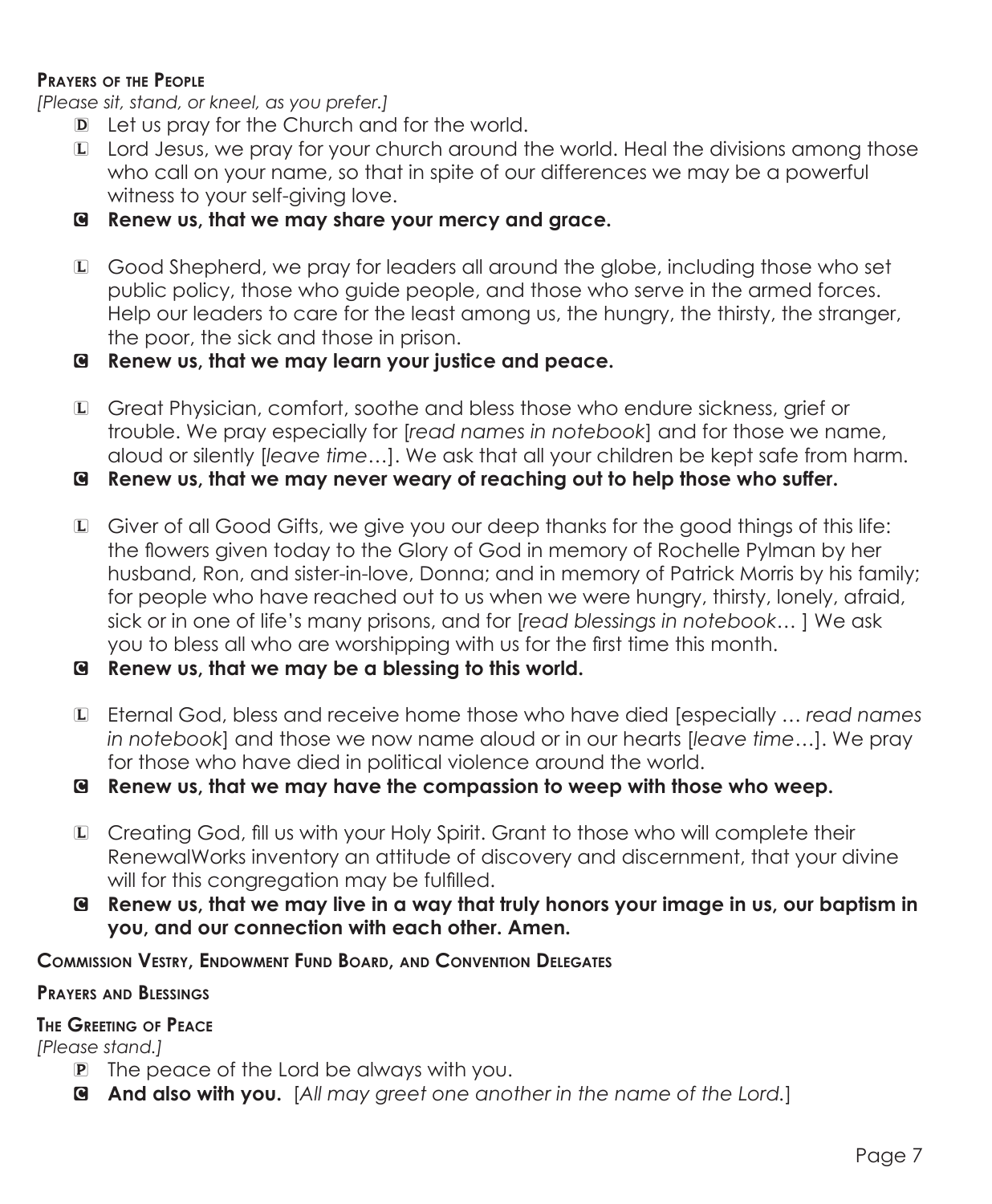**Prayers of the People**

*[Please sit, stand, or kneel, as you prefer.]*

D Let us pray for the Church and for the world.

L Lord Jesus, we pray for your church around the world. Heal the divisions among those who call on your name, so that in spite of our differences we may be a powerful witness to your self-giving love.

**C Renew us, that we may share your mercy and grace.**

L Good Shepherd, we pray for leaders all around the globe, including those who set public policy, those who guide people, and those who serve in the armed forces. Help our leaders to care for the least among us, the hungry, the thirsty, the stranger, the poor, the sick and those in prison.

**C Renew us, that we may learn your justice and peace.**

L Great Physician, comfort, soothe and bless those who endure sickness, grief or trouble. We pray especially for [*read names in notebook*] and for those we name, aloud or silently [*leave time*…]. We ask that all your children be kept safe from harm.

**C Renew us, that we may never weary of reaching out to help those who suffer.**

L Giver of all Good Gifts, we give you our deep thanks for the good things of this life: the flowers given today to the Glory of God in memory of Rochelle Pylman by her husband, Ron, and sister-in-love, Donna; and in memory of Patrick Morris by his family; for people who have reached out to us when we were hungry, thirsty, lonely, afraid, sick or in one of life's many prisons, and for [*read blessings in notebook*… ] We ask you to bless all who are worshipping with us for the first time this month.

**C Renew us, that we may be a blessing to this world.**

L Eternal God, bless and receive home those who have died [especially … *read names in notebook*] and those we now name aloud or in our hearts [*leave time*…]. We pray for those who have died in political violence around the world.

**C Renew us, that we may have the compassion to weep with those who weep.**

L Creating God, fill us with your Holy Spirit. Grant to those who will complete their RenewalWorks inventory an attitude of discovery and discernment, that your divine will for this congregation may be fulfilled.

**C Renew us, that we may live in a way that truly honors your image in us, our baptism in you, and our connection with each other. Amen.**

**Commission Vestry, Endowment Fund Board, and Convention Delegates**

**Prayers and Blessings**

**The Greeting of Peace**

*[Please stand.]*

P The peace of the Lord be always with you.

**C And also with you.** [*All may greet one another in the name of the Lord.*]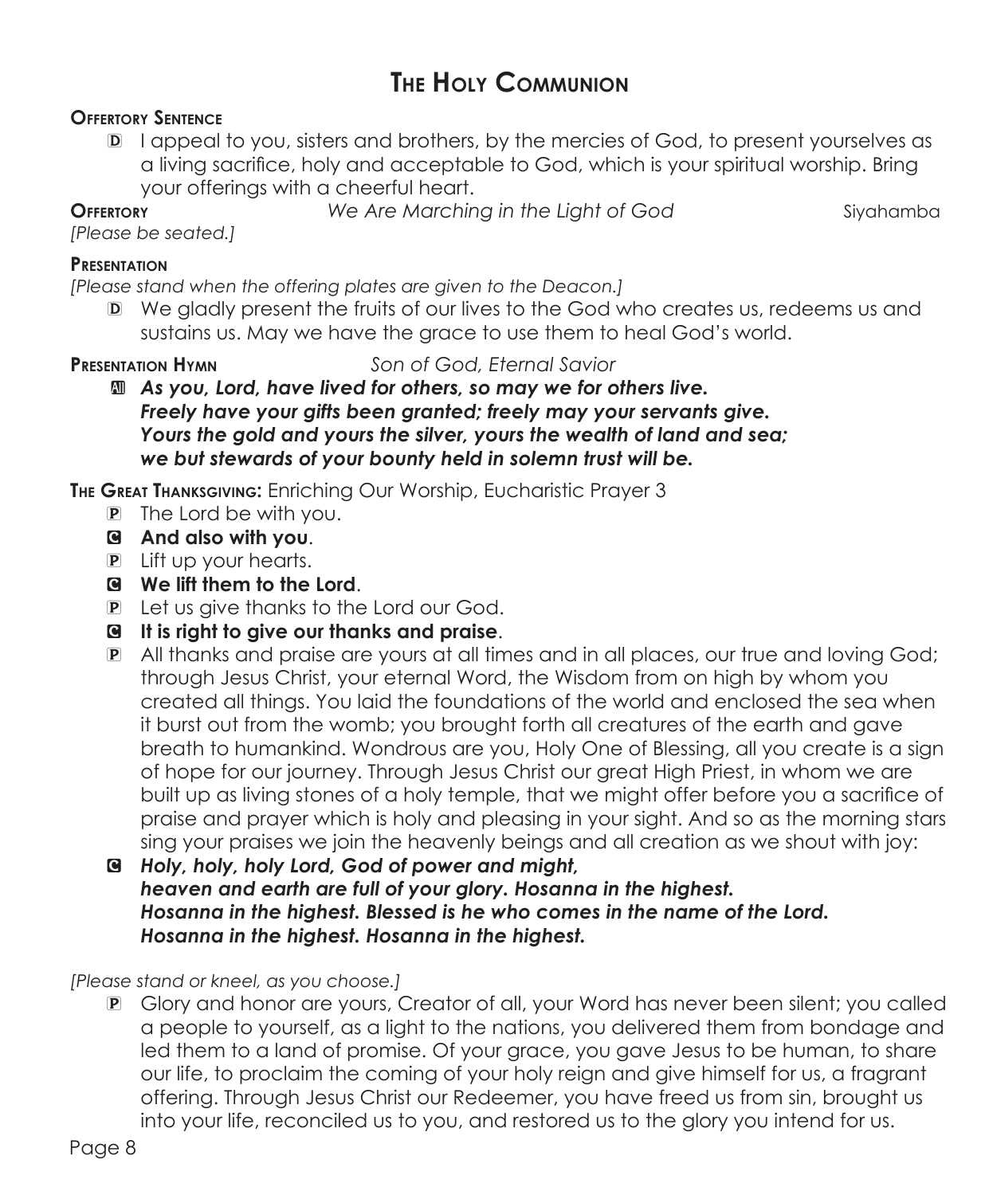# The Holy Communion

**Offertory Sentence**

D I appeal to you, sisters and brothers, by the mercies of God, to present yourselves as a living sacrifice, holy and acceptable to God, which is your spiritual worship. Bring your offerings with a cheerful heart.

**Offertory** *We Are Marching in the Light of God* Siyahamba

*[Please be seated.]*

**Presentation**

*[Please stand when the offering plates are given to the Deacon.]*

D We gladly present the fruits of our lives to the God who creates us, redeems us and sustains us. May we have the grace to use them to heal God's world.

**Presentation Hymn** *Son of God, Eternal Savior*

All ***As you, Lord, have lived for others, so may we for others live.***
***Freely have your gifts been granted; freely may your servants give.***
***Yours the gold and yours the silver, yours the wealth of land and sea;***
***we but stewards of your bounty held in solemn trust will be.***

**The Great Thanksgiving:** Enriching Our Worship, Eucharistic Prayer 3

P The Lord be with you.

C **And also with you**.

P Lift up your hearts.

C **We lift them to the Lord**.

P Let us give thanks to the Lord our God.

C **It is right to give our thanks and praise**.

P All thanks and praise are yours at all times and in all places, our true and loving God; through Jesus Christ, your eternal Word, the Wisdom from on high by whom you created all things. You laid the foundations of the world and enclosed the sea when it burst out from the womb; you brought forth all creatures of the earth and gave breath to humankind. Wondrous are you, Holy One of Blessing, all you create is a sign of hope for our journey. Through Jesus Christ our great High Priest, in whom we are built up as living stones of a holy temple, that we might offer before you a sacrifice of praise and prayer which is holy and pleasing in your sight. And so as the morning stars sing your praises we join the heavenly beings and all creation as we shout with joy:

C ***Holy, holy, holy Lord, God of power and might,***
***heaven and earth are full of your glory. Hosanna in the highest.***
***Hosanna in the highest. Blessed is he who comes in the name of the Lord.***
***Hosanna in the highest. Hosanna in the highest.***

*[Please stand or kneel, as you choose.]*

P Glory and honor are yours, Creator of all, your Word has never been silent; you called a people to yourself, as a light to the nations, you delivered them from bondage and led them to a land of promise. Of your grace, you gave Jesus to be human, to share our life, to proclaim the coming of your holy reign and give himself for us, a fragrant offering. Through Jesus Christ our Redeemer, you have freed us from sin, brought us into your life, reconciled us to you, and restored us to the glory you intend for us.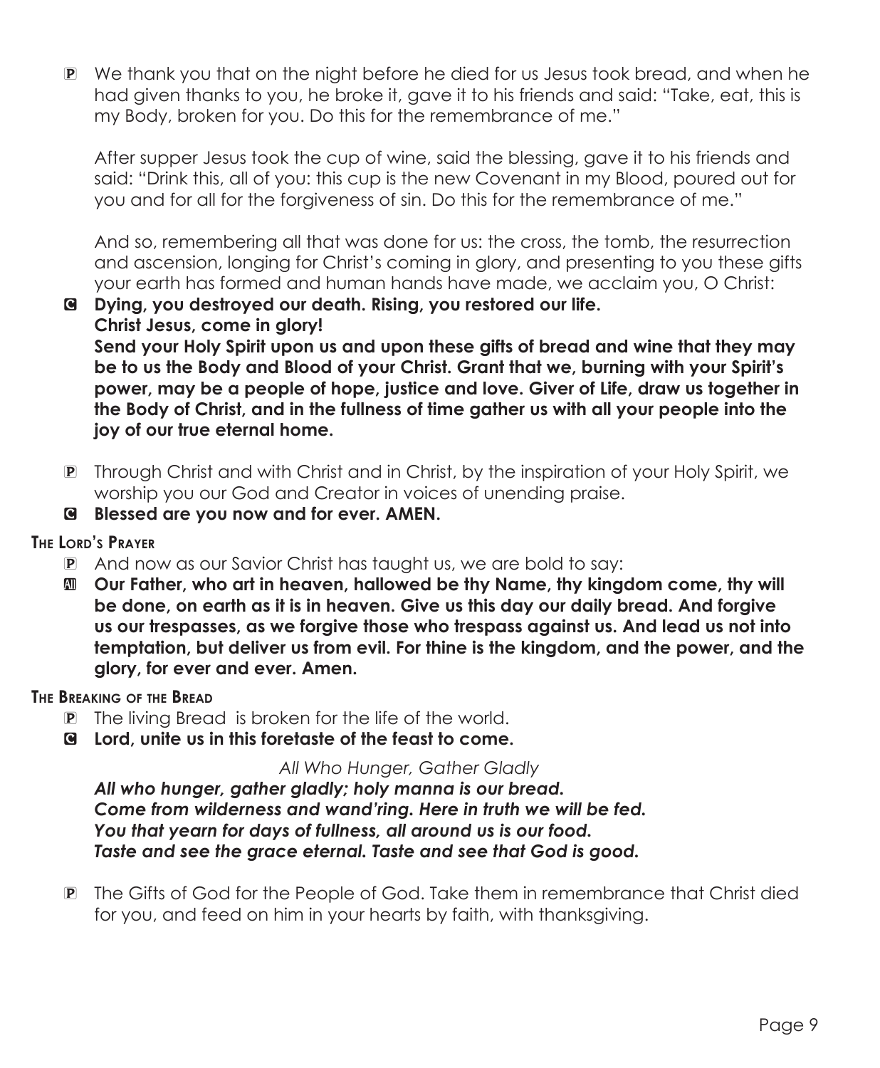P We thank you that on the night before he died for us Jesus took bread, and when he had given thanks to you, he broke it, gave it to his friends and said: "Take, eat, this is my Body, broken for you. Do this for the remembrance of me."

After supper Jesus took the cup of wine, said the blessing, gave it to his friends and said: "Drink this, all of you: this cup is the new Covenant in my Blood, poured out for you and for all for the forgiveness of sin. Do this for the remembrance of me."

And so, remembering all that was done for us: the cross, the tomb, the resurrection and ascension, longing for Christ's coming in glory, and presenting to you these gifts your earth has formed and human hands have made, we acclaim you, O Christ:

C **Dying, you destroyed our death. Rising, you restored our life. Christ Jesus, come in glory!**
**Send your Holy Spirit upon us and upon these gifts of bread and wine that they may be to us the Body and Blood of your Christ. Grant that we, burning with your Spirit's power, may be a people of hope, justice and love. Giver of Life, draw us together in the Body of Christ, and in the fullness of time gather us with all your people into the joy of our true eternal home.**

P Through Christ and with Christ and in Christ, by the inspiration of your Holy Spirit, we worship you our God and Creator in voices of unending praise.

C **Blessed are you now and for ever. AMEN.**

**The Lord's Prayer**

P And now as our Savior Christ has taught us, we are bold to say:

All **Our Father, who art in heaven, hallowed be thy Name, thy kingdom come, thy will be done, on earth as it is in heaven. Give us this day our daily bread. And forgive us our trespasses, as we forgive those who trespass against us. And lead us not into temptation, but deliver us from evil. For thine is the kingdom, and the power, and the glory, for ever and ever. Amen.**

**The Breaking of the Bread**

P The living Bread is broken for the life of the world.

C **Lord, unite us in this foretaste of the feast to come.**

*All Who Hunger, Gather Gladly*

***All who hunger, gather gladly; holy manna is our bread.***
***Come from wilderness and wand'ring. Here in truth we will be fed.***
***You that yearn for days of fullness, all around us is our food.***
***Taste and see the grace eternal. Taste and see that God is good.***

P The Gifts of God for the People of God. Take them in remembrance that Christ died for you, and feed on him in your hearts by faith, with thanksgiving.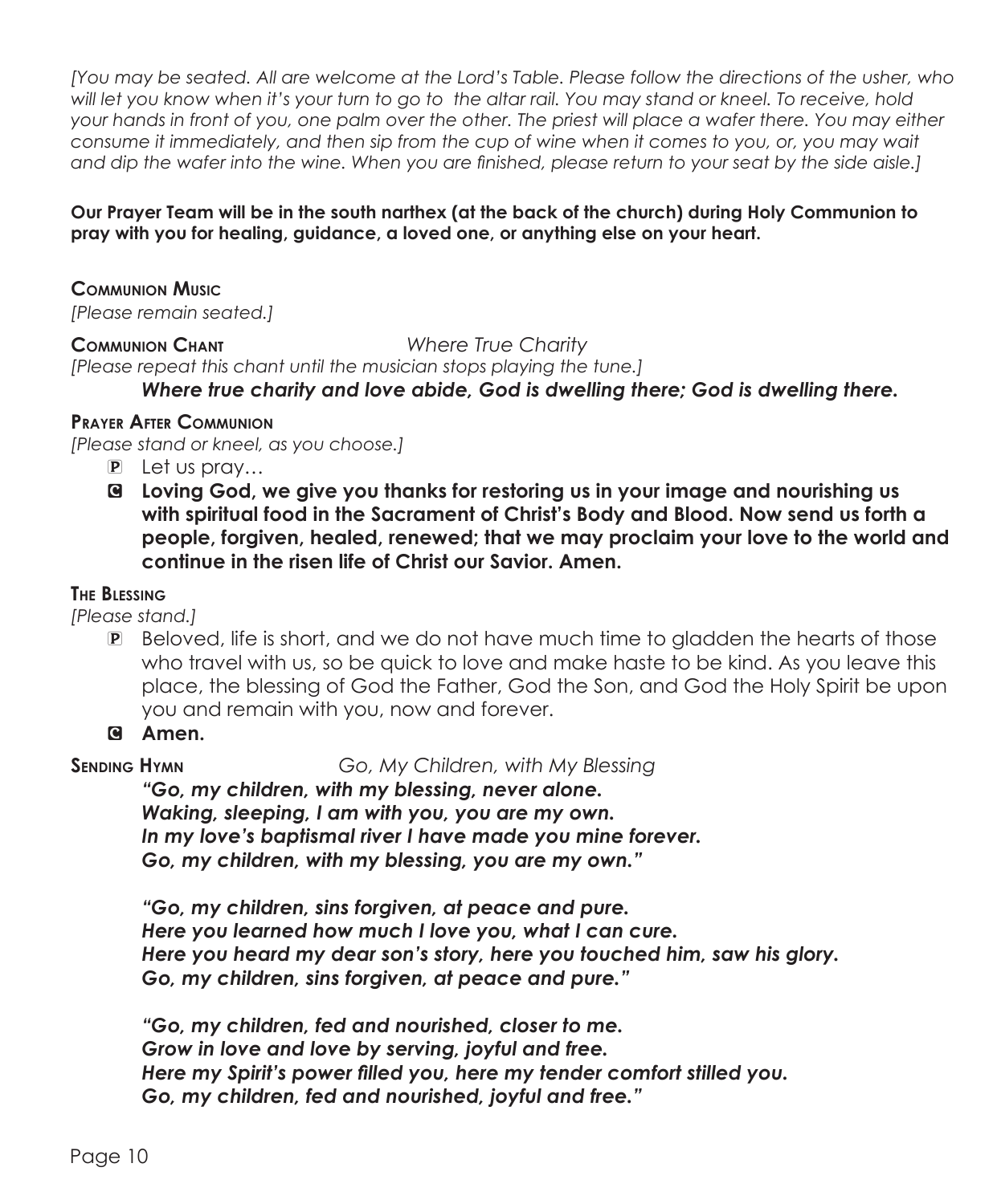*[You may be seated. All are welcome at the Lord's Table. Please follow the directions of the usher, who will let you know when it's your turn to go to the altar rail. You may stand or kneel. To receive, hold your hands in front of you, one palm over the other. The priest will place a wafer there. You may either consume it immediately, and then sip from the cup of wine when it comes to you, or, you may wait and dip the wafer into the wine. When you are finished, please return to your seat by the side aisle.]*

**Our Prayer Team will be in the south narthex (at the back of the church) during Holy Communion to pray with you for healing, guidance, a loved one, or anything else on your heart.**

**Communion Music**

*[Please remain seated.]*

**Communion Chant** *Where True Charity*

*[Please repeat this chant until the musician stops playing the tune.]*

***Where true charity and love abide, God is dwelling there; God is dwelling there.***

**Prayer After Communion**

*[Please stand or kneel, as you choose.]*

P Let us pray…

C **Loving God, we give you thanks for restoring us in your image and nourishing us with spiritual food in the Sacrament of Christ's Body and Blood. Now send us forth a people, forgiven, healed, renewed; that we may proclaim your love to the world and continue in the risen life of Christ our Savior. Amen.**

**The Blessing**

*[Please stand.]*

P Beloved, life is short, and we do not have much time to gladden the hearts of those who travel with us, so be quick to love and make haste to be kind. As you leave this place, the blessing of God the Father, God the Son, and God the Holy Spirit be upon you and remain with you, now and forever.

C **Amen.**

**Sending Hymn** *Go, My Children, with My Blessing*

***"Go, my children, with my blessing, never alone.***
***Waking, sleeping, I am with you, you are my own.***
***In my love's baptismal river I have made you mine forever.***
***Go, my children, with my blessing, you are my own."***

***"Go, my children, sins forgiven, at peace and pure.***
***Here you learned how much I love you, what I can cure.***
***Here you heard my dear son's story, here you touched him, saw his glory.***
***Go, my children, sins forgiven, at peace and pure."***

***"Go, my children, fed and nourished, closer to me.***
***Grow in love and love by serving, joyful and free.***
***Here my Spirit's power filled you, here my tender comfort stilled you.***
***Go, my children, fed and nourished, joyful and free."***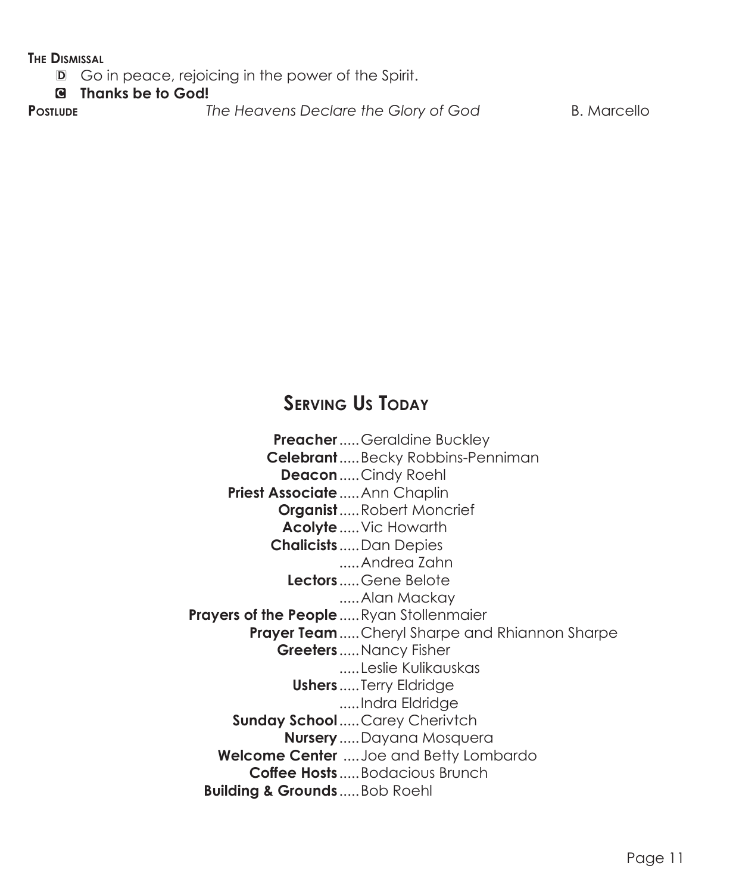**The Dismissal**

D Go in peace, rejoicing in the power of the Spirit.

**C Thanks be to God!**

**Postlude** *The Heavens Declare the Glory of God* B. Marcello

## Serving Us Today

**Preacher**.....Geraldine Buckley
**Celebrant**.....Becky Robbins-Penniman
**Deacon**.....Cindy Roehl
**Priest Associate**.....Ann Chaplin
**Organist**.....Robert Moncrief
**Acolyte**.....Vic Howarth
**Chalicists**.....Dan Depies
.....Andrea Zahn
**Lectors**.....Gene Belote
.....Alan Mackay
**Prayers of the People**.....Ryan Stollenmaier
**Prayer Team**.....Cheryl Sharpe and Rhiannon Sharpe
**Greeters**.....Nancy Fisher
.....Leslie Kulikauskas
**Ushers**.....Terry Eldridge
.....Indra Eldridge
**Sunday School**.....Carey Cherivtch
**Nursery**.....Dayana Mosquera
**Welcome Center** ....Joe and Betty Lombardo
**Coffee Hosts**.....Bodacious Brunch
**Building & Grounds**.....Bob Roehl